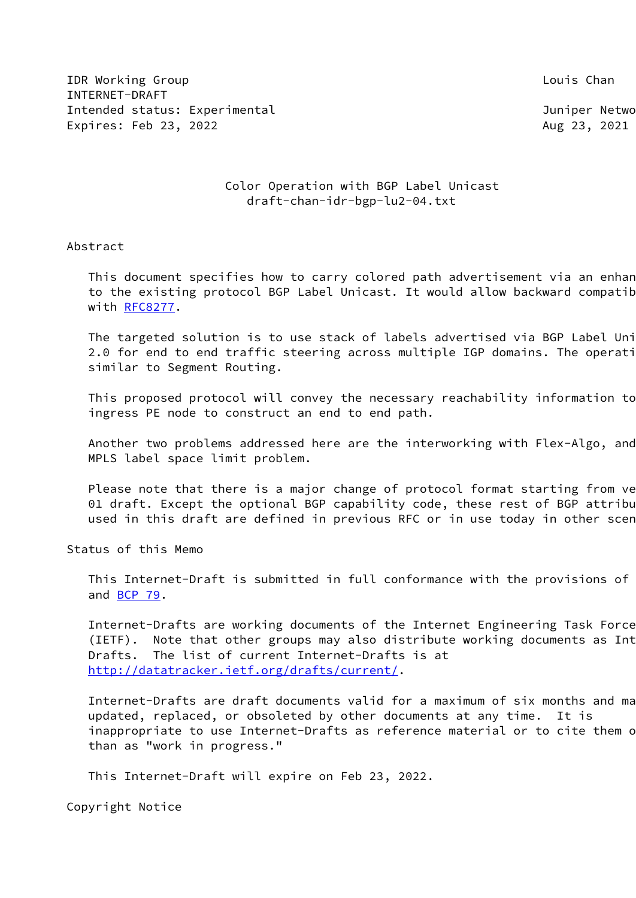IDR Working Group Louis Chan
INTERNET-DRAFT
Intended status: Experimental Juniper Netwo
Expires: Feb 23, 2022 Aug 23, 2021

Color Operation with BGP Label Unicast
draft-chan-idr-bgp-lu2-04.txt

## Abstract

This document specifies how to carry colored path advertisement via an enhan to the existing protocol BGP Label Unicast. It would allow backward compatib with RFC8277.

The targeted solution is to use stack of labels advertised via BGP Label Uni 2.0 for end to end traffic steering across multiple IGP domains. The operati similar to Segment Routing.

This proposed protocol will convey the necessary reachability information to ingress PE node to construct an end to end path.

Another two problems addressed here are the interworking with Flex-Algo, and MPLS label space limit problem.

Please note that there is a major change of protocol format starting from ve 01 draft. Except the optional BGP capability code, these rest of BGP attribu used in this draft are defined in previous RFC or in use today in other scen

## Status of this Memo

This Internet-Draft is submitted in full conformance with the provisions of and BCP 79.

Internet-Drafts are working documents of the Internet Engineering Task Force (IETF). Note that other groups may also distribute working documents as Int Drafts. The list of current Internet-Drafts is at http://datatracker.ietf.org/drafts/current/.

Internet-Drafts are draft documents valid for a maximum of six months and ma updated, replaced, or obsoleted by other documents at any time. It is inappropriate to use Internet-Drafts as reference material or to cite them o than as "work in progress."

This Internet-Draft will expire on Feb 23, 2022.

## Copyright Notice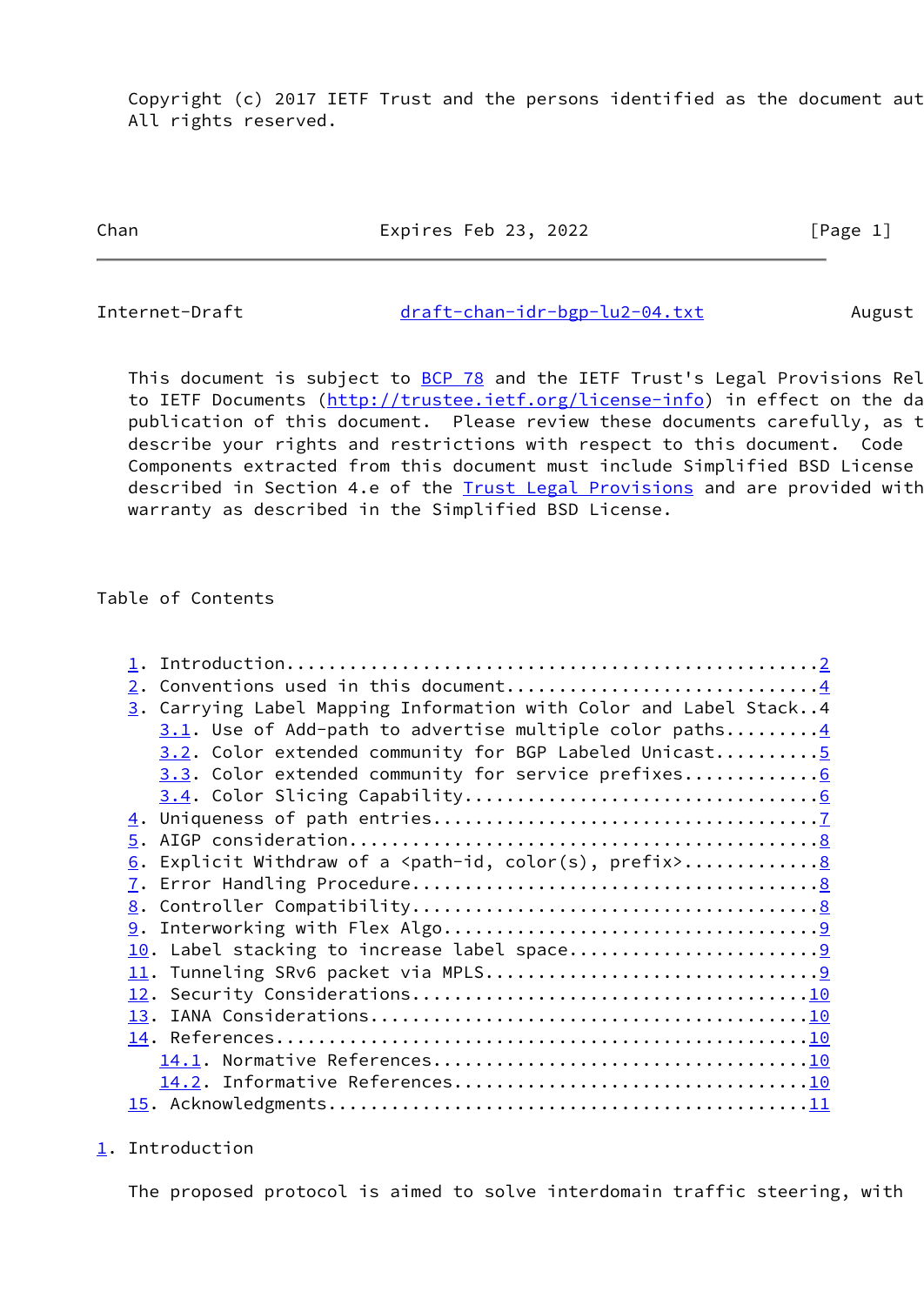Copyright (c) 2017 IETF Trust and the persons identified as the document aut
All rights reserved.

This document is subject to BCP 78 and the IETF Trust's Legal Provisions Rel
to IETF Documents (http://trustee.ietf.org/license-info) in effect on the da
publication of this document. Please review these documents carefully, as t
describe your rights and restrictions with respect to this document. Code
Components extracted from this document must include Simplified BSD License
described in Section 4.e of the Trust Legal Provisions and are provided with
warranty as described in the Simplified BSD License.

## Table of Contents

1. Introduction....................................................2
2. Conventions used in this document...............................4
3. Carrying Label Mapping Information with Color and Label Stack..4
   3.1. Use of Add-path to advertise multiple color paths.........4
   3.2. Color extended community for BGP Labeled Unicast..........5
   3.3. Color extended community for service prefixes.............6
   3.4. Color Slicing Capability..................................6
4. Uniqueness of path entries......................................7
5. AIGP consideration..............................................8
6. Explicit Withdraw of a <path-id, color(s), prefix>.............8
7. Error Handling Procedure........................................8
8. Controller Compatibility........................................8
9. Interworking with Flex Algo.....................................9
10. Label stacking to increase label space.........................9
11. Tunneling SRv6 packet via MPLS.................................9
12. Security Considerations.......................................10
13. IANA Considerations...........................................10
14. References....................................................10
    14.1. Normative References....................................10
    14.2. Informative References..................................10
15. Acknowledgments...............................................11

## 1. Introduction

The proposed protocol is aimed to solve interdomain traffic steering, with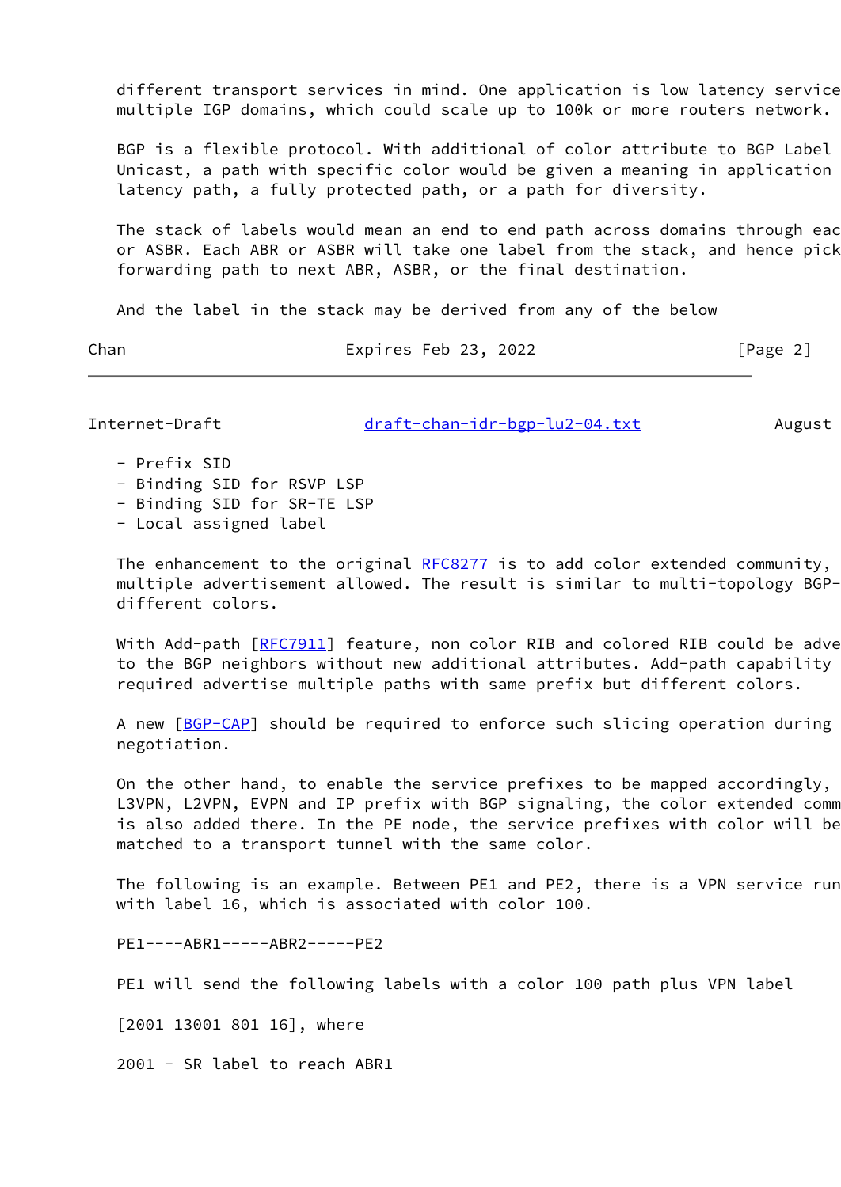different transport services in mind. One application is low latency service multiple IGP domains, which could scale up to 100k or more routers network.

BGP is a flexible protocol. With additional of color attribute to BGP Label Unicast, a path with specific color would be given a meaning in application latency path, a fully protected path, or a path for diversity.

The stack of labels would mean an end to end path across domains through eac or ASBR. Each ABR or ASBR will take one label from the stack, and hence pick forwarding path to next ABR, ASBR, or the final destination.

And the label in the stack may be derived from any of the below

- Prefix SID
- Binding SID for RSVP LSP
- Binding SID for SR-TE LSP
- Local assigned label

The enhancement to the original RFC8277 is to add color extended community, multiple advertisement allowed. The result is similar to multi-topology BGP- different colors.

With Add-path [RFC7911] feature, non color RIB and colored RIB could be adve to the BGP neighbors without new additional attributes. Add-path capability required advertise multiple paths with same prefix but different colors.

A new [BGP-CAP] should be required to enforce such slicing operation during negotiation.

On the other hand, to enable the service prefixes to be mapped accordingly, L3VPN, L2VPN, EVPN and IP prefix with BGP signaling, the color extended comm is also added there. In the PE node, the service prefixes with color will be matched to a transport tunnel with the same color.

The following is an example. Between PE1 and PE2, there is a VPN service run with label 16, which is associated with color 100.

```
PE1----ABR1-----ABR2-----PE2
```

PE1 will send the following labels with a color 100 path plus VPN label

[2001 13001 801 16], where

2001 - SR label to reach ABR1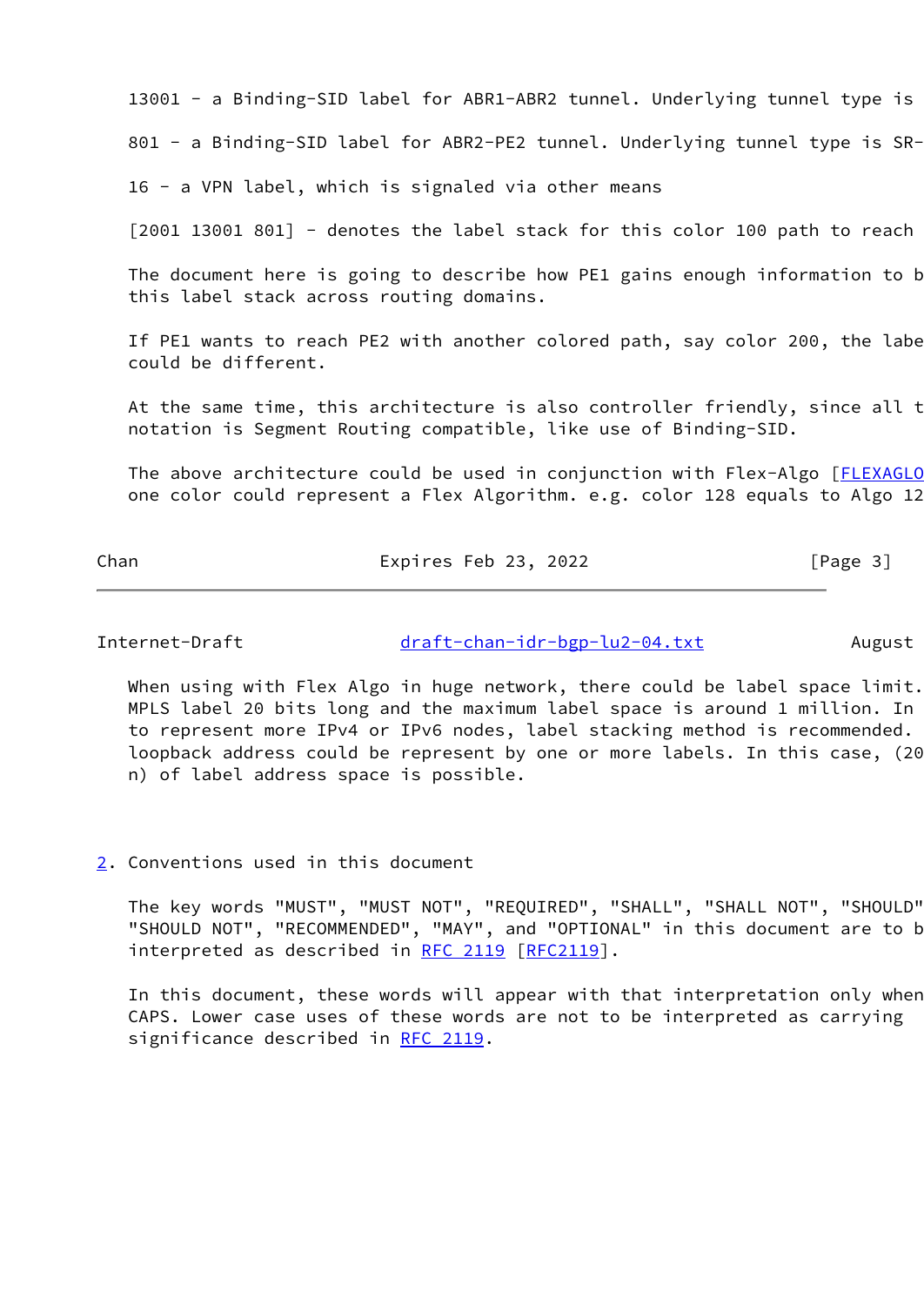13001 - a Binding-SID label for ABR1-ABR2 tunnel. Underlying tunnel type is

801 - a Binding-SID label for ABR2-PE2 tunnel. Underlying tunnel type is SR-

16 - a VPN label, which is signaled via other means

[2001 13001 801] - denotes the label stack for this color 100 path to reach

The document here is going to describe how PE1 gains enough information to b this label stack across routing domains.

If PE1 wants to reach PE2 with another colored path, say color 200, the labe could be different.

At the same time, this architecture is also controller friendly, since all t notation is Segment Routing compatible, like use of Binding-SID.

The above architecture could be used in conjunction with Flex-Algo [FLEXALGO one color could represent a Flex Algorithm. e.g. color 128 equals to Algo 12

When using with Flex Algo in huge network, there could be label space limit. MPLS label 20 bits long and the maximum label space is around 1 million. In to represent more IPv4 or IPv6 nodes, label stacking method is recommended. loopback address could be represent by one or more labels. In this case, (20 n) of label address space is possible.

## 2. Conventions used in this document

The key words "MUST", "MUST NOT", "REQUIRED", "SHALL", "SHALL NOT", "SHOULD" "SHOULD NOT", "RECOMMENDED", "MAY", and "OPTIONAL" in this document are to b interpreted as described in RFC 2119 [RFC2119].

In this document, these words will appear with that interpretation only when CAPS. Lower case uses of these words are not to be interpreted as carrying significance described in RFC 2119.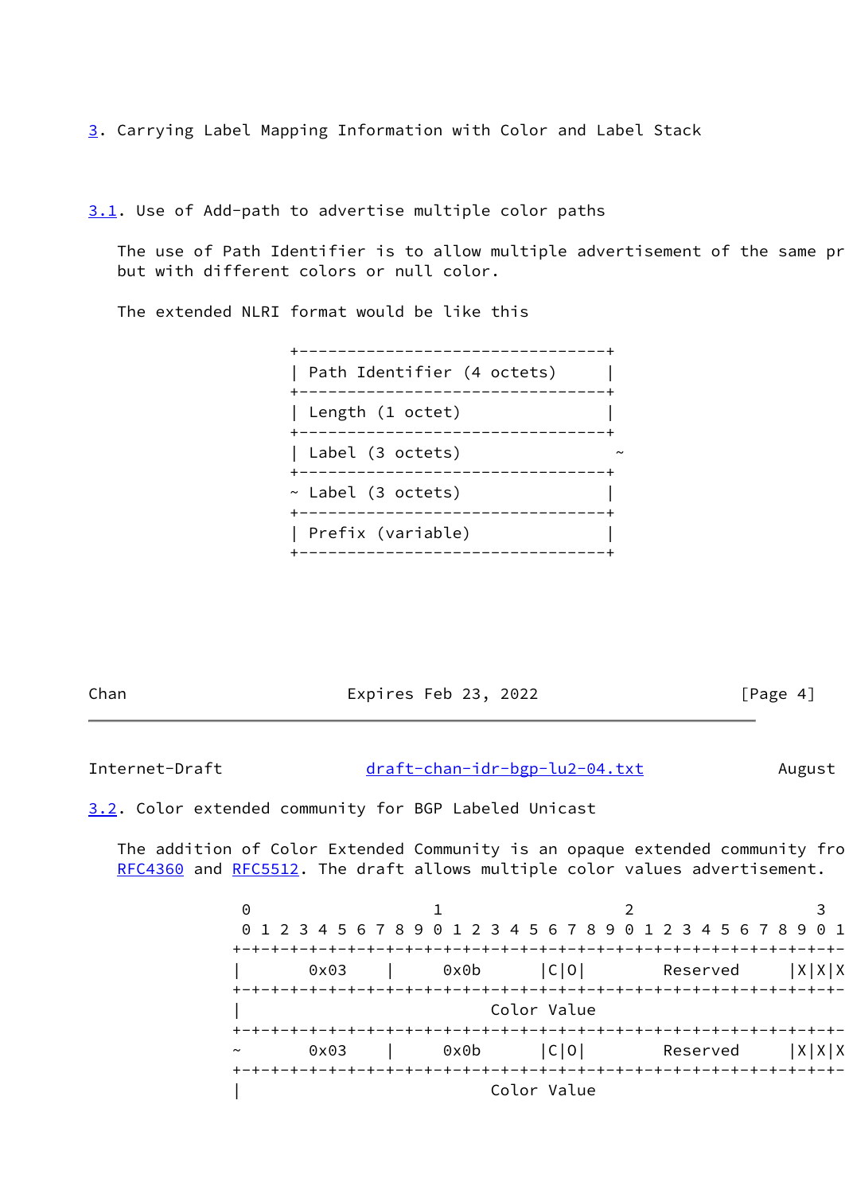## 3. Carrying Label Mapping Information with Color and Label Stack

### 3.1. Use of Add-path to advertise multiple color paths

The use of Path Identifier is to allow multiple advertisement of the same pr
but with different colors or null color.

The extended NLRI format would be like this

```
+--------------------------------+
| Path Identifier (4 octets)     |
+--------------------------------+
| Length (1 octet)               |
+--------------------------------+
| Label (3 octets)                ~
+--------------------------------+
~ Label (3 octets)               |
+--------------------------------+
| Prefix (variable)              |
+--------------------------------+
```

### 3.2. Color extended community for BGP Labeled Unicast

The addition of Color Extended Community is an opaque extended community fro
RFC4360 and RFC5512. The draft allows multiple color values advertisement.

```
 0                   1                   2                   3
 0 1 2 3 4 5 6 7 8 9 0 1 2 3 4 5 6 7 8 9 0 1 2 3 4 5 6 7 8 9 0 1
+-+-+-+-+-+-+-+-+-+-+-+-+-+-+-+-+-+-+-+-+-+-+-+-+-+-+-+-+-+-+-+-
|      0x03     |      0x0b     |C|O|        Reserved      |X|X|X
+-+-+-+-+-+-+-+-+-+-+-+-+-+-+-+-+-+-+-+-+-+-+-+-+-+-+-+-+-+-+-+-
|                          Color Value
+-+-+-+-+-+-+-+-+-+-+-+-+-+-+-+-+-+-+-+-+-+-+-+-+-+-+-+-+-+-+-+-
~      0x03     |      0x0b     |C|O|        Reserved      |X|X|X
+-+-+-+-+-+-+-+-+-+-+-+-+-+-+-+-+-+-+-+-+-+-+-+-+-+-+-+-+-+-+-+-
|                          Color Value
```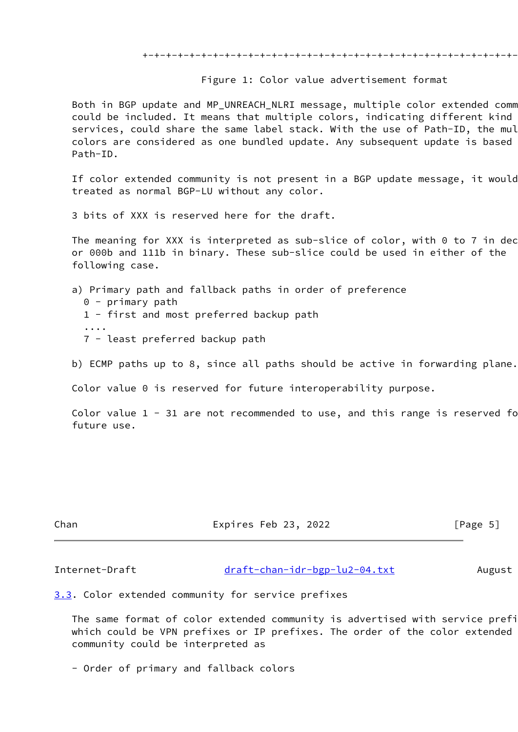+-+-+-+-+-+-+-+-+-+-+-+-+-+-+-+-+-+-+-+-+-+-+-+-+-+-+-+-+-+-+-+-+-

Figure 1: Color value advertisement format

Both in BGP update and MP_UNREACH_NLRI message, multiple color extended comm could be included. It means that multiple colors, indicating different kind services, could share the same label stack. With the use of Path-ID, the mul colors are considered as one bundled update. Any subsequent update is based Path-ID.

If color extended community is not present in a BGP update message, it would treated as normal BGP-LU without any color.

3 bits of XXX is reserved here for the draft.

The meaning for XXX is interpreted as sub-slice of color, with 0 to 7 in dec or 000b and 111b in binary. These sub-slice could be used in either of the following case.

a) Primary path and fallback paths in order of preference
  0 - primary path
  1 - first and most preferred backup path
  ....
  7 - least preferred backup path

b) ECMP paths up to 8, since all paths should be active in forwarding plane.

Color value 0 is reserved for future interoperability purpose.

Color value 1 - 31 are not recommended to use, and this range is reserved fo future use.

## 3.3. Color extended community for service prefixes

The same format of color extended community is advertised with service prefi which could be VPN prefixes or IP prefixes. The order of the color extended community could be interpreted as

- Order of primary and fallback colors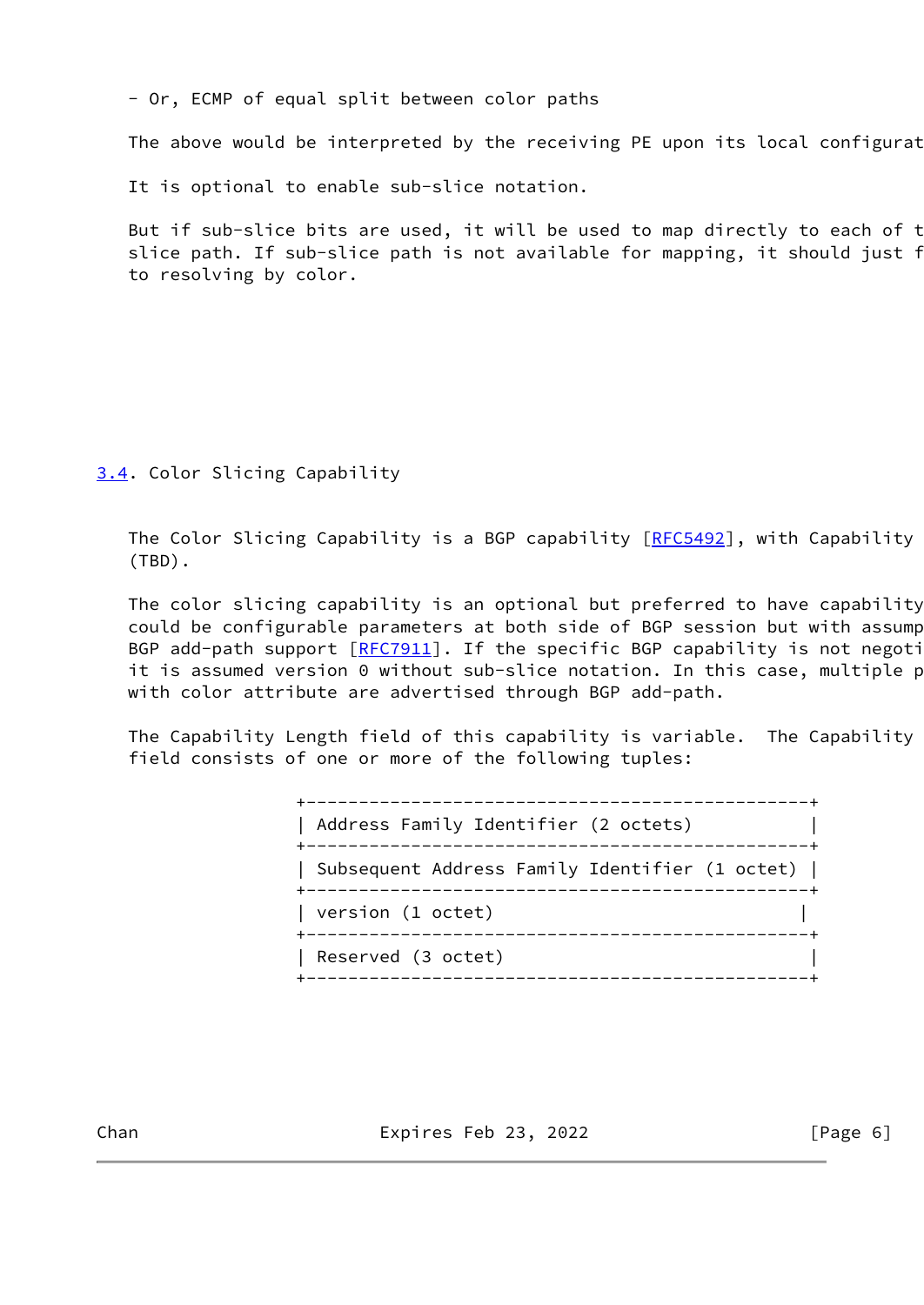- Or, ECMP of equal split between color paths

The above would be interpreted by the receiving PE upon its local configurat

It is optional to enable sub-slice notation.

But if sub-slice bits are used, it will be used to map directly to each of t slice path. If sub-slice path is not available for mapping, it should just f to resolving by color.

### 3.4. Color Slicing Capability

The Color Slicing Capability is a BGP capability [RFC5492], with Capability (TBD).

The color slicing capability is an optional but preferred to have capability could be configurable parameters at both side of BGP session but with assump BGP add-path support [RFC7911]. If the specific BGP capability is not negoti it is assumed version 0 without sub-slice notation. In this case, multiple p with color attribute are advertised through BGP add-path.

The Capability Length field of this capability is variable. The Capability field consists of one or more of the following tuples:

```
+-------------------------------------------------+
| Address Family Identifier (2 octets)            |
+-------------------------------------------------+
| Subsequent Address Family Identifier (1 octet)  |
+-------------------------------------------------+
| version (1 octet)                               |
+-------------------------------------------------+
| Reserved (3 octet)                              |
+-------------------------------------------------+
```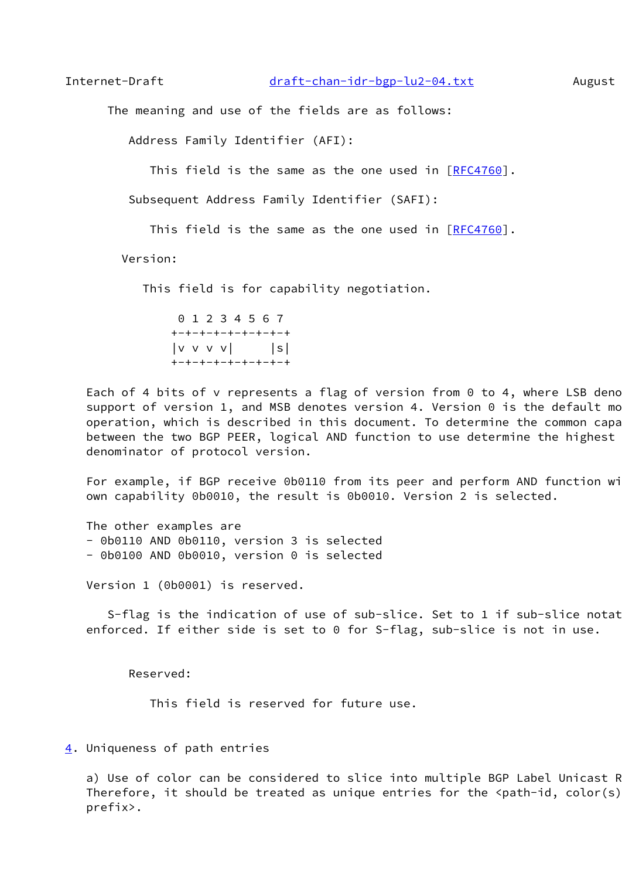The meaning and use of the fields are as follows:

Address Family Identifier (AFI):

This field is the same as the one used in [RFC4760].

Subsequent Address Family Identifier (SAFI):

This field is the same as the one used in [RFC4760].

Version:

This field is for capability negotiation.

```
 0 1 2 3 4 5 6 7
+-+-+-+-+-+-+-+-+
|v v v v|     |s|
+-+-+-+-+-+-+-+-+
```

Each of 4 bits of v represents a flag of version from 0 to 4, where LSB deno support of version 1, and MSB denotes version 4. Version 0 is the default mo operation, which is described in this document. To determine the common capa between the two BGP PEER, logical AND function to use determine the highest denominator of protocol version.

For example, if BGP receive 0b0110 from its peer and perform AND function wi own capability 0b0010, the result is 0b0010. Version 2 is selected.

The other examples are
- 0b0110 AND 0b0110, version 3 is selected
- 0b0100 AND 0b0010, version 0 is selected

Version 1 (0b0001) is reserved.

S-flag is the indication of use of sub-slice. Set to 1 if sub-slice notat enforced. If either side is set to 0 for S-flag, sub-slice is not in use.

Reserved:

This field is reserved for future use.

## 4. Uniqueness of path entries

a) Use of color can be considered to slice into multiple BGP Label Unicast R Therefore, it should be treated as unique entries for the <path-id, color(s) prefix>.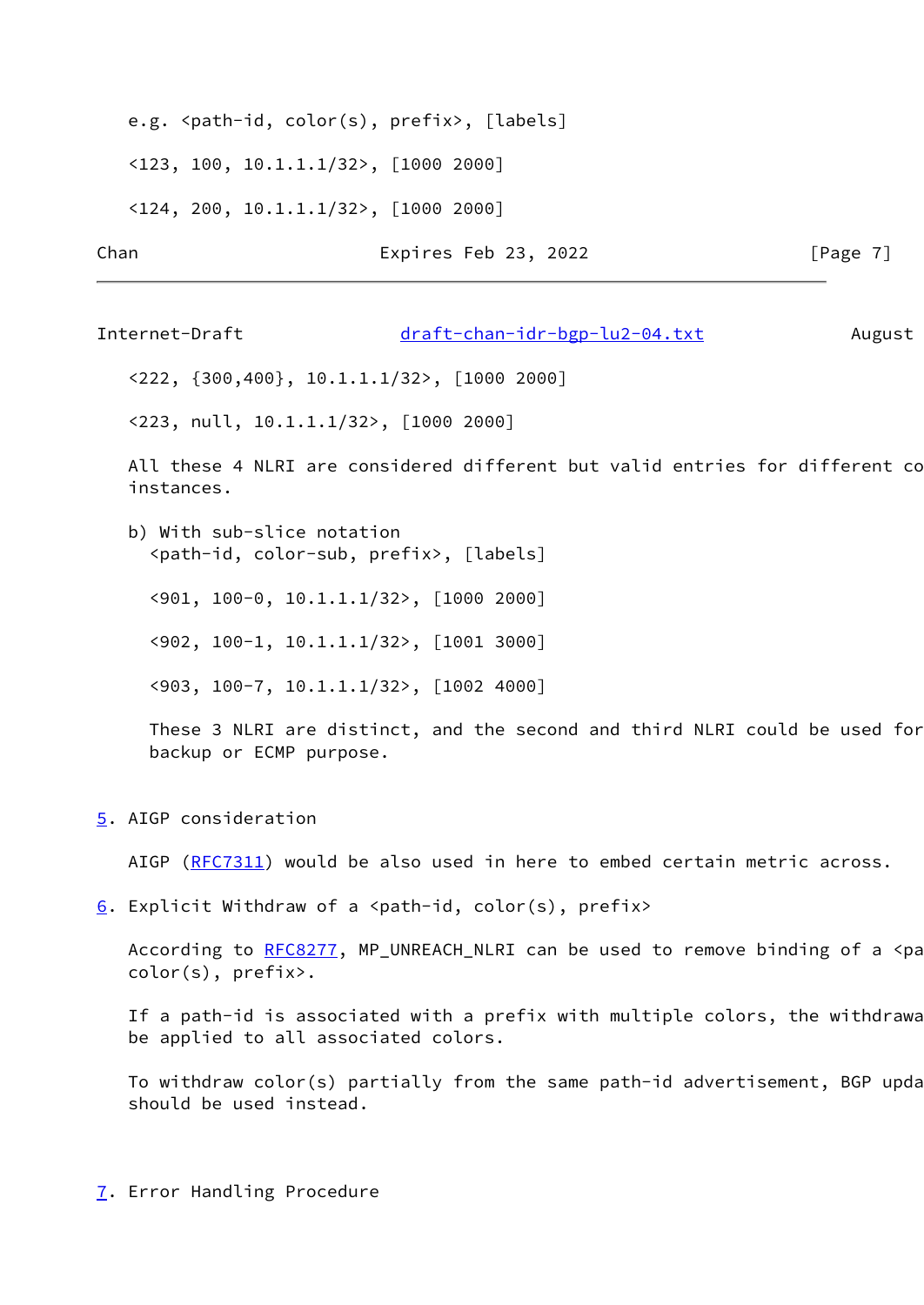e.g. <path-id, color(s), prefix>, [labels]

<123, 100, 10.1.1.1/32>, [1000 2000]

<124, 200, 10.1.1.1/32>, [1000 2000]

<222, {300,400}, 10.1.1.1/32>, [1000 2000]

<223, null, 10.1.1.1/32>, [1000 2000]

All these 4 NLRI are considered different but valid entries for different co
instances.

b) With sub-slice notation
<path-id, color-sub, prefix>, [labels]

<901, 100-0, 10.1.1.1/32>, [1000 2000]

<902, 100-1, 10.1.1.1/32>, [1001 3000]

<903, 100-7, 10.1.1.1/32>, [1002 4000]

These 3 NLRI are distinct, and the second and third NLRI could be used for
backup or ECMP purpose.

## 5. AIGP consideration

AIGP (RFC7311) would be also used in here to embed certain metric across.

## 6. Explicit Withdraw of a <path-id, color(s), prefix>

According to RFC8277, MP_UNREACH_NLRI can be used to remove binding of a <pa
color(s), prefix>.

If a path-id is associated with a prefix with multiple colors, the withdrawa
be applied to all associated colors.

To withdraw color(s) partially from the same path-id advertisement, BGP upda
should be used instead.

## 7. Error Handling Procedure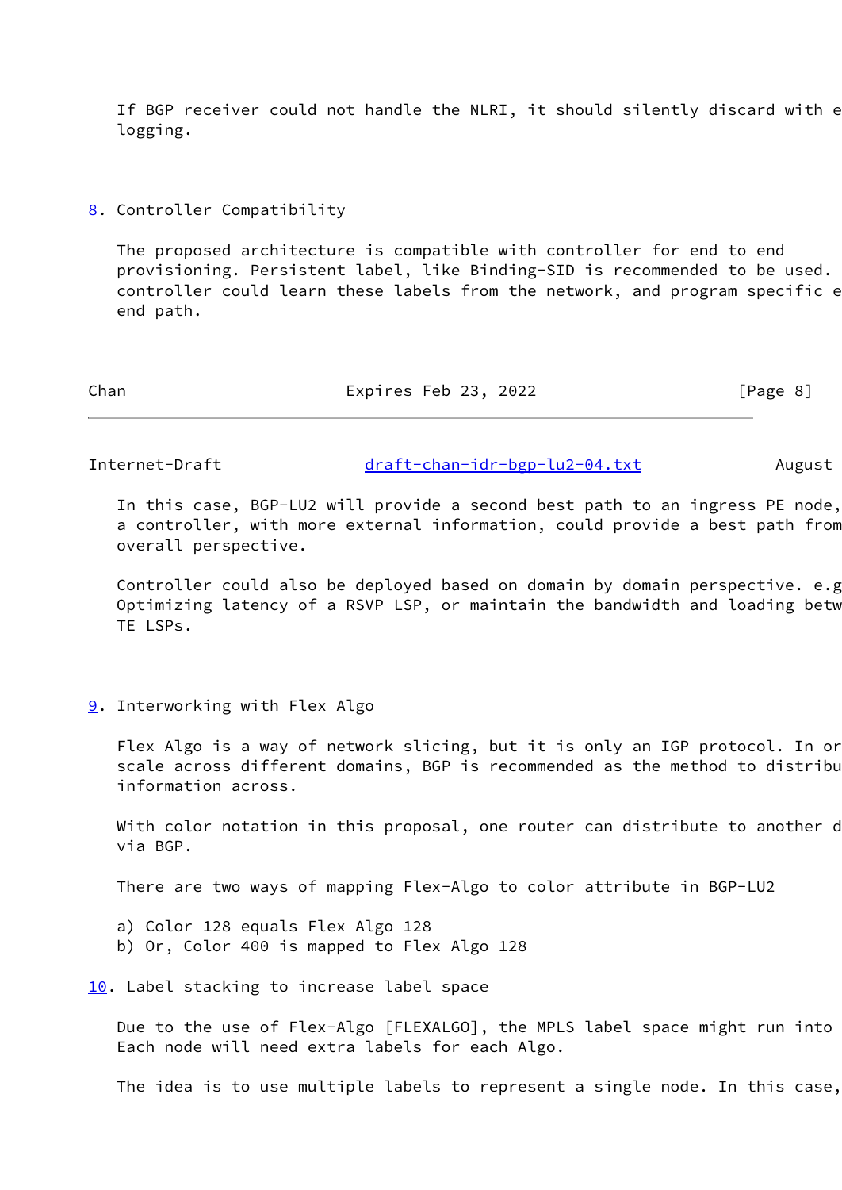If BGP receiver could not handle the NLRI, it should silently discard with e
logging.

## 8. Controller Compatibility

The proposed architecture is compatible with controller for end to end
provisioning. Persistent label, like Binding-SID is recommended to be used.
controller could learn these labels from the network, and program specific e
end path.

In this case, BGP-LU2 will provide a second best path to an ingress PE node,
a controller, with more external information, could provide a best path from
overall perspective.

Controller could also be deployed based on domain by domain perspective. e.g
Optimizing latency of a RSVP LSP, or maintain the bandwidth and loading betw
TE LSPs.

## 9. Interworking with Flex Algo

Flex Algo is a way of network slicing, but it is only an IGP protocol. In or
scale across different domains, BGP is recommended as the method to distribu
information across.

With color notation in this proposal, one router can distribute to another d
via BGP.

There are two ways of mapping Flex-Algo to color attribute in BGP-LU2

a) Color 128 equals Flex Algo 128
b) Or, Color 400 is mapped to Flex Algo 128

## 10. Label stacking to increase label space

Due to the use of Flex-Algo [FLEXALGO], the MPLS label space might run into
Each node will need extra labels for each Algo.

The idea is to use multiple labels to represent a single node. In this case,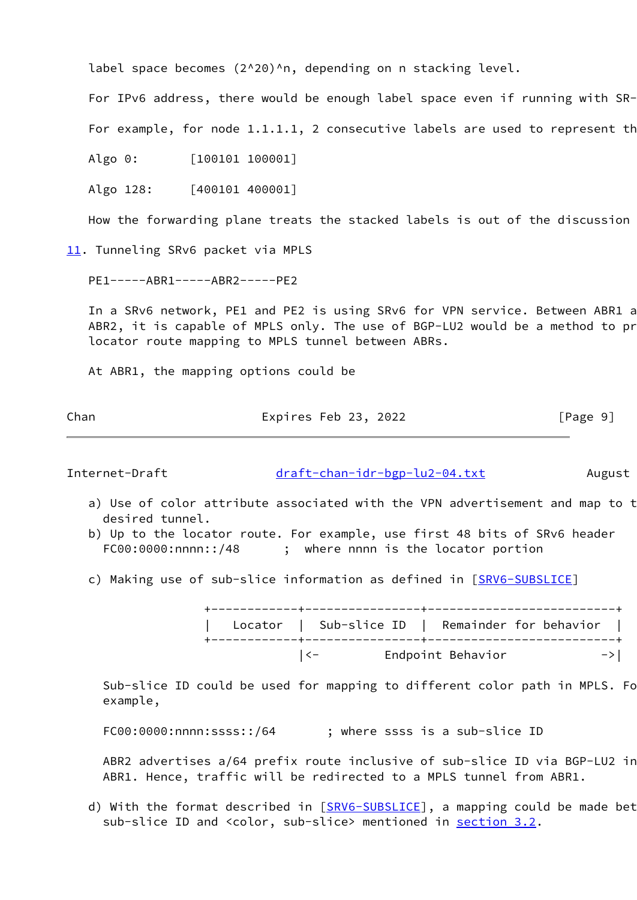label space becomes $(2^{20})^n$, depending on n stacking level.

For IPv6 address, there would be enough label space even if running with SR-

For example, for node 1.1.1.1, 2 consecutive labels are used to represent th

Algo 0: [100101 100001]

Algo 128: [400101 400001]

How the forwarding plane treats the stacked labels is out of the discussion

## 11. Tunneling SRv6 packet via MPLS

```
PE1-----ABR1-----ABR2-----PE2
```

In a SRv6 network, PE1 and PE2 is using SRv6 for VPN service. Between ABR1 a ABR2, it is capable of MPLS only. The use of BGP-LU2 would be a method to pr locator route mapping to MPLS tunnel between ABRs.

At ABR1, the mapping options could be

a) Use of color attribute associated with the VPN advertisement and map to t desired tunnel.

b) Up to the locator route. For example, use first 48 bits of SRv6 header FC00:0000:nnnn::/48 ; where nnnn is the locator portion

c) Making use of sub-slice information as defined in [SRV6-SUBSLICE]

```
+------------+---------------+-------------------------+
|   Locator  |  Sub-slice ID |  Remainder for behavior |
+------------+---------------+-------------------------+
             |<-         Endpoint Behavior            ->|
```

Sub-slice ID could be used for mapping to different color path in MPLS. Fo example,

FC00:0000:nnnn:ssss::/64 ; where ssss is a sub-slice ID

ABR2 advertises a/64 prefix route inclusive of sub-slice ID via BGP-LU2 in ABR1. Hence, traffic will be redirected to a MPLS tunnel from ABR1.

d) With the format described in [SRV6-SUBSLICE], a mapping could be made bet sub-slice ID and <color, sub-slice> mentioned in section 3.2.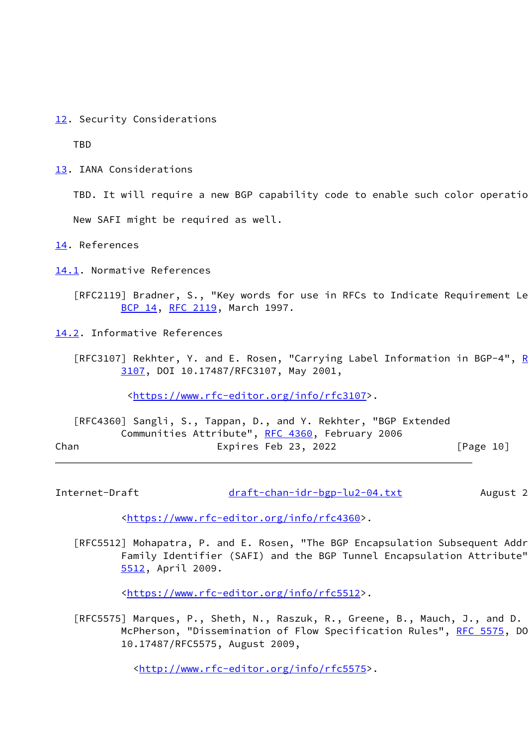## 12. Security Considerations

TBD

## 13. IANA Considerations

TBD. It will require a new BGP capability code to enable such color operatio

New SAFI might be required as well.

## 14. References

### 14.1. Normative References

[RFC2119] Bradner, S., "Key words for use in RFCs to Indicate Requirement Le
BCP 14, RFC 2119, March 1997.

### 14.2. Informative References

[RFC3107] Rekhter, Y. and E. Rosen, "Carrying Label Information in BGP-4", R
3107, DOI 10.17487/RFC3107, May 2001,

<https://www.rfc-editor.org/info/rfc3107>.

[RFC4360] Sangli, S., Tappan, D., and Y. Rekhter, "BGP Extended
Communities Attribute", RFC 4360, February 2006

<https://www.rfc-editor.org/info/rfc4360>.

[RFC5512] Mohapatra, P. and E. Rosen, "The BGP Encapsulation Subsequent Addr
Family Identifier (SAFI) and the BGP Tunnel Encapsulation Attribute"
5512, April 2009.

<https://www.rfc-editor.org/info/rfc5512>.

[RFC5575] Marques, P., Sheth, N., Raszuk, R., Greene, B., Mauch, J., and D.
McPherson, "Dissemination of Flow Specification Rules", RFC 5575, DO
10.17487/RFC5575, August 2009,

<http://www.rfc-editor.org/info/rfc5575>.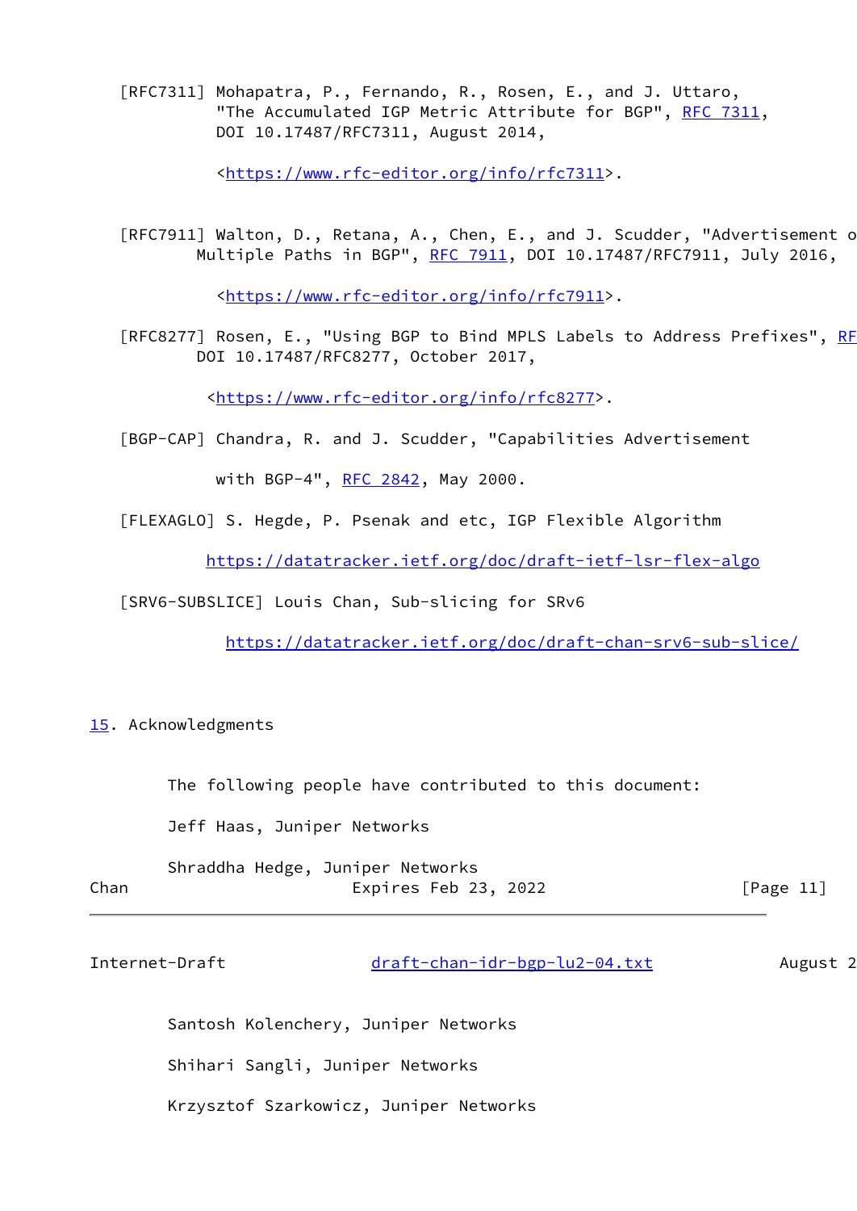[RFC7311] Mohapatra, P., Fernando, R., Rosen, E., and J. Uttaro, "The Accumulated IGP Metric Attribute for BGP", RFC 7311, DOI 10.17487/RFC7311, August 2014,

<https://www.rfc-editor.org/info/rfc7311>.

[RFC7911] Walton, D., Retana, A., Chen, E., and J. Scudder, "Advertisement o Multiple Paths in BGP", RFC 7911, DOI 10.17487/RFC7911, July 2016,

<https://www.rfc-editor.org/info/rfc7911>.

[RFC8277] Rosen, E., "Using BGP to Bind MPLS Labels to Address Prefixes", RF DOI 10.17487/RFC8277, October 2017,

<https://www.rfc-editor.org/info/rfc8277>.

[BGP-CAP] Chandra, R. and J. Scudder, "Capabilities Advertisement

with BGP-4", RFC 2842, May 2000.

[FLEXAGLO] S. Hegde, P. Psenak and etc, IGP Flexible Algorithm

https://datatracker.ietf.org/doc/draft-ietf-lsr-flex-algo

[SRV6-SUBSLICE] Louis Chan, Sub-slicing for SRv6

https://datatracker.ietf.org/doc/draft-chan-srv6-sub-slice/

## 15. Acknowledgments

The following people have contributed to this document:

Jeff Haas, Juniper Networks

Shraddha Hedge, Juniper Networks

Santosh Kolenchery, Juniper Networks

Shihari Sangli, Juniper Networks

Krzysztof Szarkowicz, Juniper Networks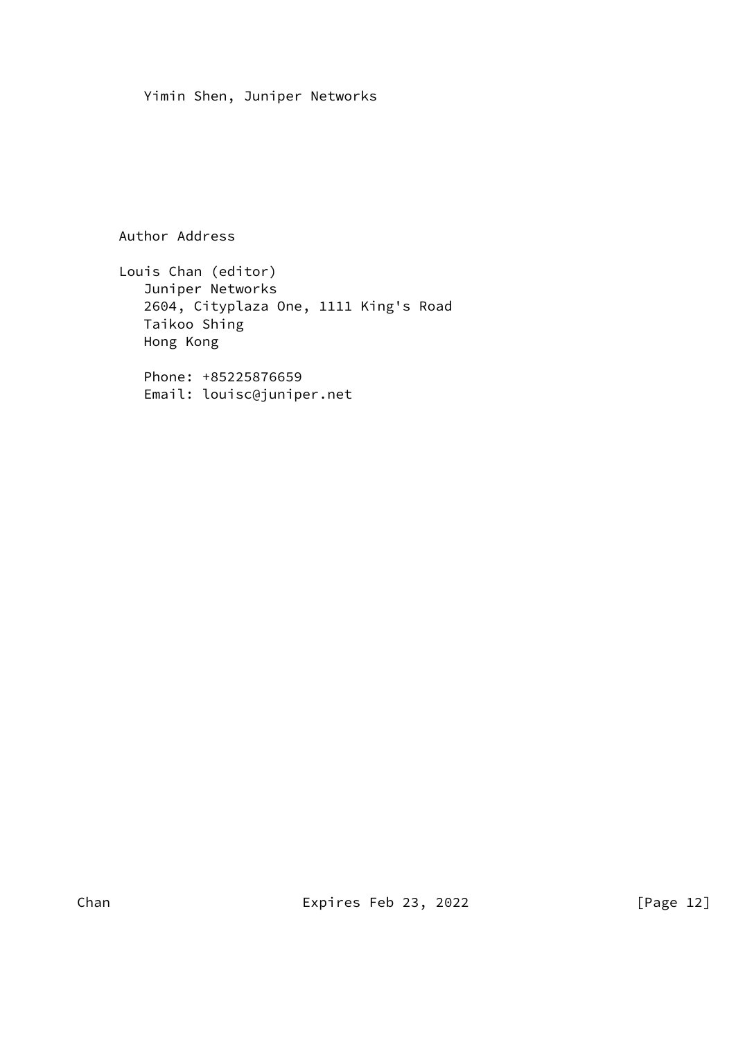Yimin Shen, Juniper Networks

## Author Address

Louis Chan (editor)
Juniper Networks
2604, Cityplaza One, 1111 King's Road
Taikoo Shing
Hong Kong

Phone: +85225876659
Email: louisc@juniper.net